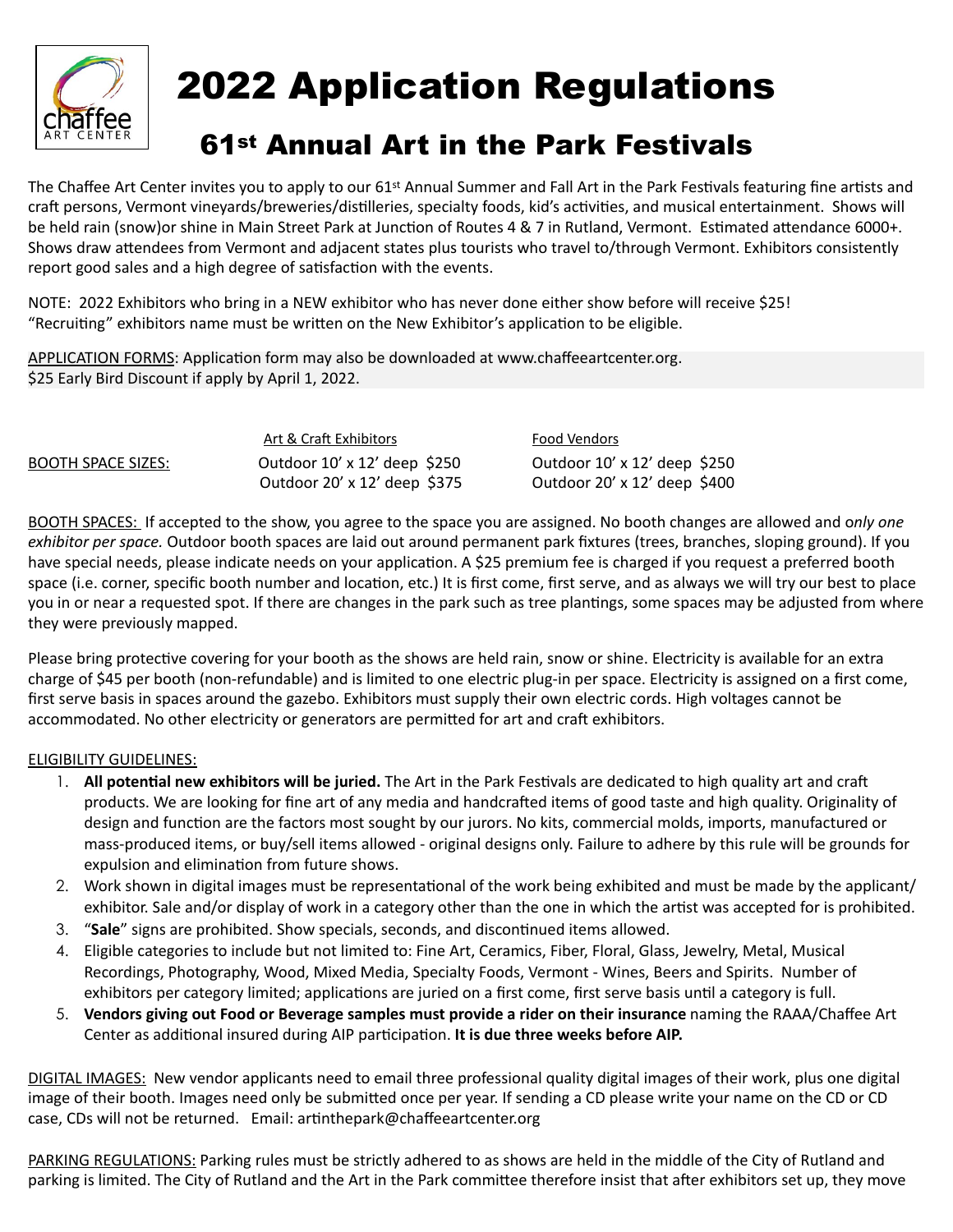# 2022 Application Regulations

## 61st Annual Art in the Park Festivals

The Chaffee Art Center invites you to apply to our 61st Annual Summer and Fall Art in the Park Festivals featuring fine artists and craft persons, Vermont vineyards/breweries/distilleries, specialty foods, kid's activities, and musical entertainment. Shows will be held rain (snow)or shine in Main Street Park at Junction of Routes 4 & 7 in Rutland, Vermont. Estimated attendance 6000+. Shows draw attendees from Vermont and adjacent states plus tourists who travel to/through Vermont. Exhibitors consistently report good sales and a high degree of satisfaction with the events.

NOTE: 2022 Exhibitors who bring in a NEW exhibitor who has never done either show before will receive $25! "Recruiting" exhibitors name must be written on the New Exhibitor's application to be eligible.

APPLICATION FORMS: Application form may also be downloaded at www.chaffeeartcenter.org.
$25 Early Bird Discount if apply by April 1, 2022.

| | Art & Craft Exhibitors | Food Vendors |
|---|---|---|
| BOOTH SPACE SIZES: | Outdoor 10' x 12' deep $250 | Outdoor 10' x 12' deep $250 |
| | Outdoor 20' x 12' deep $375 | Outdoor 20' x 12' deep $400 |

BOOTH SPACES: If accepted to the show, you agree to the space you are assigned. No booth changes are allowed and o*nly one exhibitor per space.* Outdoor booth spaces are laid out around permanent park fixtures (trees, branches, sloping ground). If you have special needs, please indicate needs on your application. A $25 premium fee is charged if you request a preferred booth space (i.e. corner, specific booth number and location, etc.) It is first come, first serve, and as always we will try our best to place you in or near a requested spot. If there are changes in the park such as tree plantings, some spaces may be adjusted from where they were previously mapped.

Please bring protective covering for your booth as the shows are held rain, snow or shine. Electricity is available for an extra charge of $45 per booth (non-refundable) and is limited to one electric plug-in per space. Electricity is assigned on a first come, first serve basis in spaces around the gazebo. Exhibitors must supply their own electric cords. High voltages cannot be accommodated. No other electricity or generators are permitted for art and craft exhibitors.

ELIGIBILITY GUIDELINES:

1. **All potential new exhibitors will be juried.** The Art in the Park Festivals are dedicated to high quality art and craft products. We are looking for fine art of any media and handcrafted items of good taste and high quality. Originality of design and function are the factors most sought by our jurors. No kits, commercial molds, imports, manufactured or mass-produced items, or buy/sell items allowed - original designs only. Failure to adhere by this rule will be grounds for expulsion and elimination from future shows.
2. Work shown in digital images must be representational of the work being exhibited and must be made by the applicant/ exhibitor. Sale and/or display of work in a category other than the one in which the artist was accepted for is prohibited.
3. "**Sale**" signs are prohibited. Show specials, seconds, and discontinued items allowed.
4. Eligible categories to include but not limited to: Fine Art, Ceramics, Fiber, Floral, Glass, Jewelry, Metal, Musical Recordings, Photography, Wood, Mixed Media, Specialty Foods, Vermont - Wines, Beers and Spirits. Number of exhibitors per category limited; applications are juried on a first come, first serve basis until a category is full.
5. **Vendors giving out Food or Beverage samples must provide a rider on their insurance** naming the RAAA/Chaffee Art Center as additional insured during AIP participation. **It is due three weeks before AIP.**

DIGITAL IMAGES: New vendor applicants need to email three professional quality digital images of their work, plus one digital image of their booth. Images need only be submitted once per year. If sending a CD please write your name on the CD or CD case, CDs will not be returned. Email: artinthepark@chaffeeartcenter.org

PARKING REGULATIONS: Parking rules must be strictly adhered to as shows are held in the middle of the City of Rutland and parking is limited. The City of Rutland and the Art in the Park committee therefore insist that after exhibitors set up, they move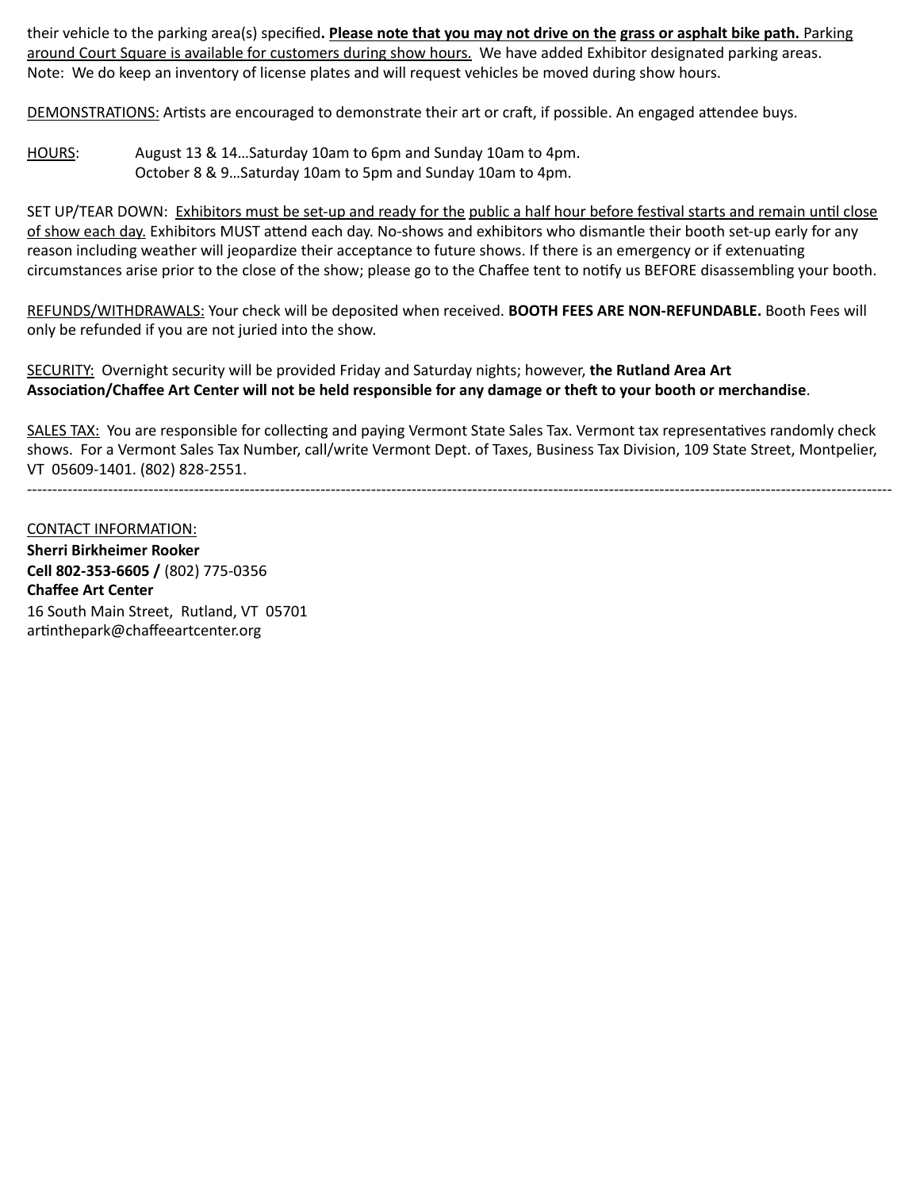their vehicle to the parking area(s) specified**. Please note that you may not drive on the grass or asphalt bike path.** Parking around Court Square is available for customers during show hours. We have added Exhibitor designated parking areas. Note: We do keep an inventory of license plates and will request vehicles be moved during show hours.

DEMONSTRATIONS: Artists are encouraged to demonstrate their art or craft, if possible. An engaged attendee buys.

HOURS: August 13 & 14…Saturday 10am to 6pm and Sunday 10am to 4pm.
October 8 & 9…Saturday 10am to 5pm and Sunday 10am to 4pm.

SET UP/TEAR DOWN: Exhibitors must be set-up and ready for the public a half hour before festival starts and remain until close of show each day. Exhibitors MUST attend each day. No-shows and exhibitors who dismantle their booth set-up early for any reason including weather will jeopardize their acceptance to future shows. If there is an emergency or if extenuating circumstances arise prior to the close of the show; please go to the Chaffee tent to notify us BEFORE disassembling your booth.

REFUNDS/WITHDRAWALS: Your check will be deposited when received. **BOOTH FEES ARE NON-REFUNDABLE.** Booth Fees will only be refunded if you are not juried into the show.

SECURITY: Overnight security will be provided Friday and Saturday nights; however, **the Rutland Area Art Association/Chaffee Art Center will not be held responsible for any damage or theft to your booth or merchandise**.

SALES TAX: You are responsible for collecting and paying Vermont State Sales Tax. Vermont tax representatives randomly check shows. For a Vermont Sales Tax Number, call/write Vermont Dept. of Taxes, Business Tax Division, 109 State Street, Montpelier, VT 05609-1401. (802) 828-2551.

---

CONTACT INFORMATION:
**Sherri Birkheimer Rooker**
**Cell 802-353-6605 /** (802) 775-0356
**Chaffee Art Center**
16 South Main Street, Rutland, VT 05701
artinthepark@chaffeeartcenter.org